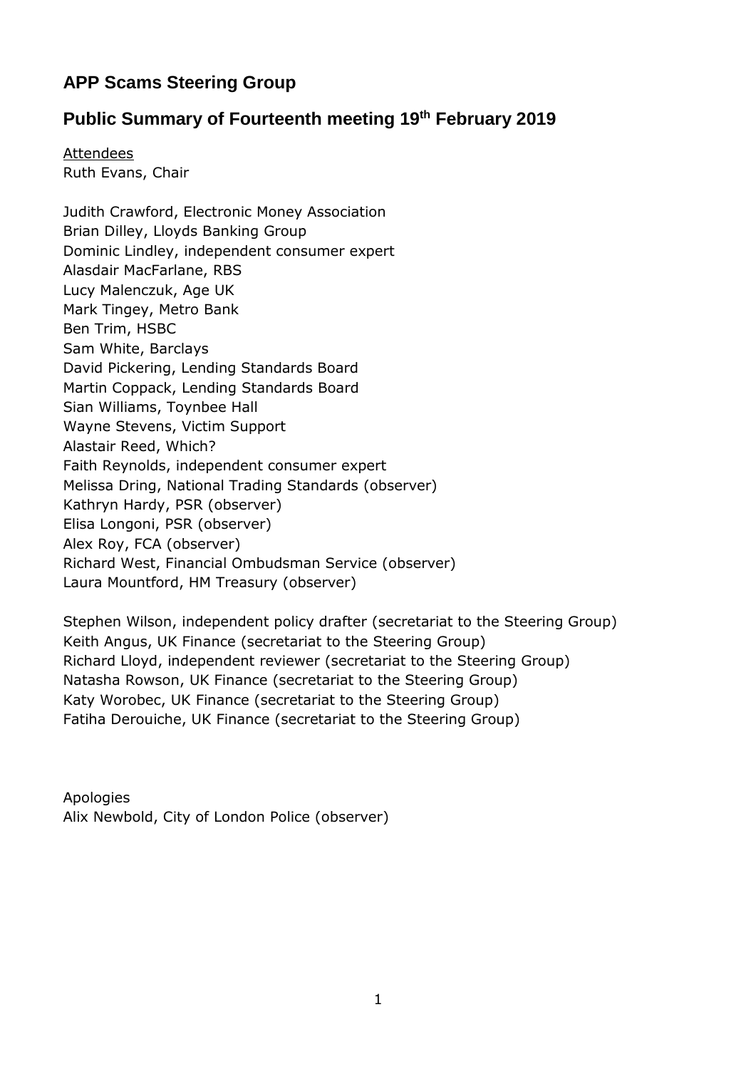# APP Scams Steering Group

## Public Summary of Fourteenth meeting 19th February 2019

Attendees

Ruth Evans, Chair

Judith Crawford, Electronic Money Association
Brian Dilley, Lloyds Banking Group
Dominic Lindley, independent consumer expert
Alasdair MacFarlane, RBS
Lucy Malenczuk, Age UK
Mark Tingey, Metro Bank
Ben Trim, HSBC
Sam White, Barclays
David Pickering, Lending Standards Board
Martin Coppack, Lending Standards Board
Sian Williams, Toynbee Hall
Wayne Stevens, Victim Support
Alastair Reed, Which?
Faith Reynolds, independent consumer expert
Melissa Dring, National Trading Standards (observer)
Kathryn Hardy, PSR (observer)
Elisa Longoni, PSR (observer)
Alex Roy, FCA (observer)
Richard West, Financial Ombudsman Service (observer)
Laura Mountford, HM Treasury (observer)

Stephen Wilson, independent policy drafter (secretariat to the Steering Group)
Keith Angus, UK Finance (secretariat to the Steering Group)
Richard Lloyd, independent reviewer (secretariat to the Steering Group)
Natasha Rowson, UK Finance (secretariat to the Steering Group)
Katy Worobec, UK Finance (secretariat to the Steering Group)
Fatiha Derouiche, UK Finance (secretariat to the Steering Group)

Apologies

Alix Newbold, City of London Police (observer)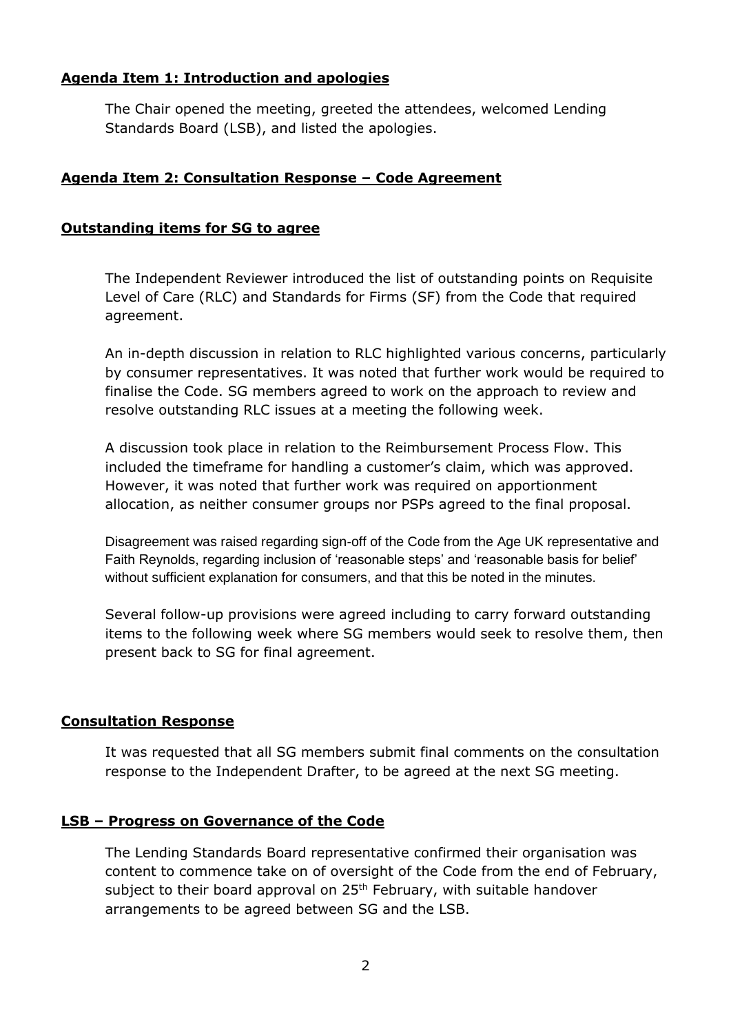## Agenda Item 1: Introduction and apologies

The Chair opened the meeting, greeted the attendees, welcomed Lending Standards Board (LSB), and listed the apologies.

## Agenda Item 2: Consultation Response – Code Agreement

### Outstanding items for SG to agree

The Independent Reviewer introduced the list of outstanding points on Requisite Level of Care (RLC) and Standards for Firms (SF) from the Code that required agreement.

An in-depth discussion in relation to RLC highlighted various concerns, particularly by consumer representatives. It was noted that further work would be required to finalise the Code. SG members agreed to work on the approach to review and resolve outstanding RLC issues at a meeting the following week.

A discussion took place in relation to the Reimbursement Process Flow. This included the timeframe for handling a customer's claim, which was approved. However, it was noted that further work was required on apportionment allocation, as neither consumer groups nor PSPs agreed to the final proposal.

Disagreement was raised regarding sign-off of the Code from the Age UK representative and Faith Reynolds, regarding inclusion of 'reasonable steps' and 'reasonable basis for belief' without sufficient explanation for consumers, and that this be noted in the minutes.

Several follow-up provisions were agreed including to carry forward outstanding items to the following week where SG members would seek to resolve them, then present back to SG for final agreement.

### Consultation Response

It was requested that all SG members submit final comments on the consultation response to the Independent Drafter, to be agreed at the next SG meeting.

### LSB – Progress on Governance of the Code

The Lending Standards Board representative confirmed their organisation was content to commence take on of oversight of the Code from the end of February, subject to their board approval on 25th February, with suitable handover arrangements to be agreed between SG and the LSB.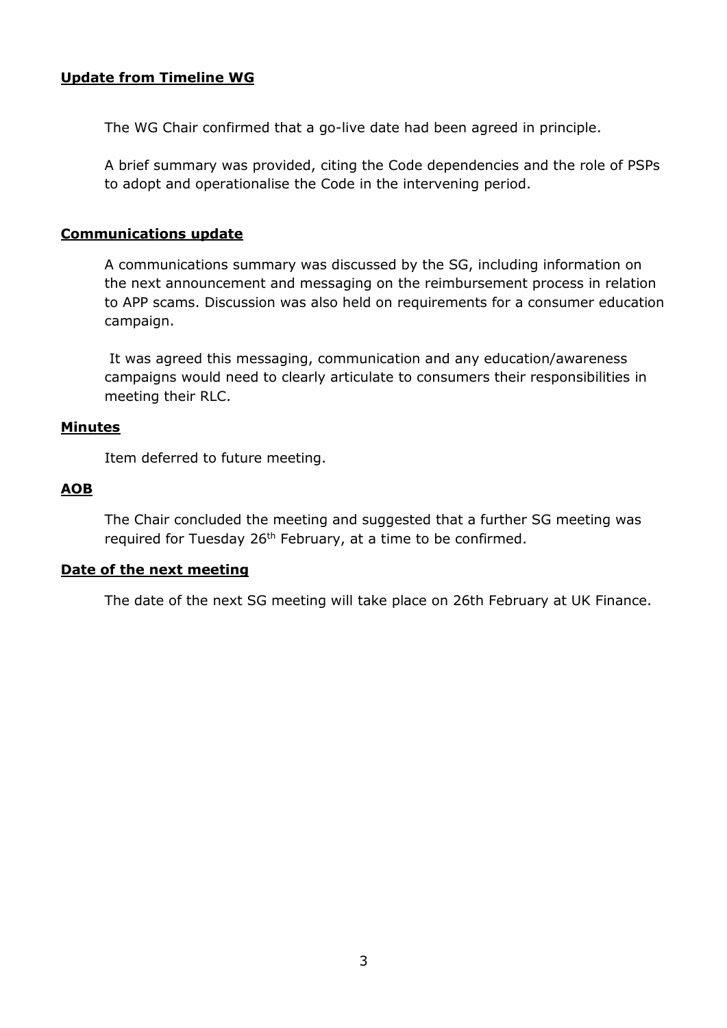**Update from Timeline WG**

The WG Chair confirmed that a go-live date had been agreed in principle.

A brief summary was provided, citing the Code dependencies and the role of PSPs to adopt and operationalise the Code in the intervening period.

**Communications update**

A communications summary was discussed by the SG, including information on the next announcement and messaging on the reimbursement process in relation to APP scams. Discussion was also held on requirements for a consumer education campaign.

It was agreed this messaging, communication and any education/awareness campaigns would need to clearly articulate to consumers their responsibilities in meeting their RLC.

**Minutes**

Item deferred to future meeting.

**AOB**

The Chair concluded the meeting and suggested that a further SG meeting was required for Tuesday 26th February, at a time to be confirmed.

**Date of the next meeting**

The date of the next SG meeting will take place on 26th February at UK Finance.